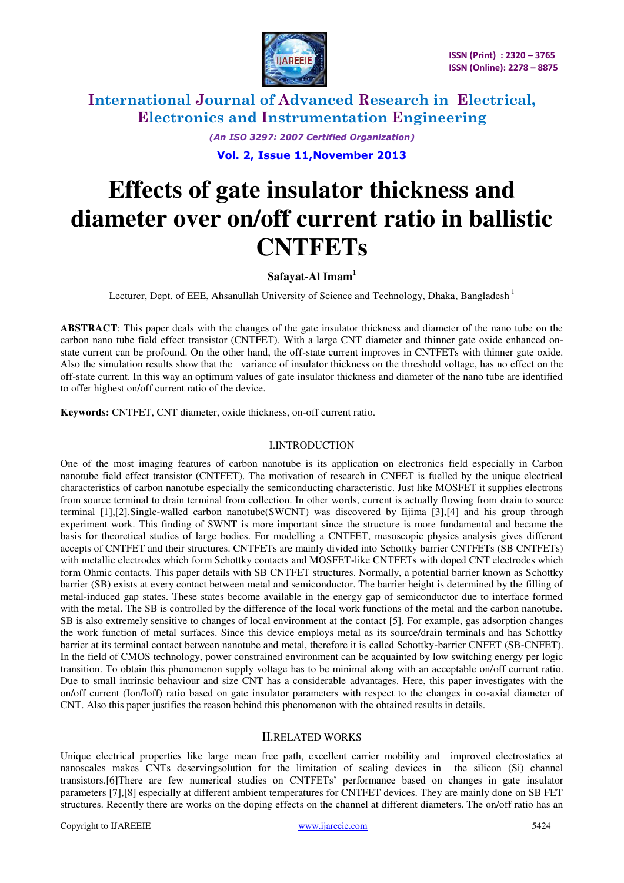# Effects of gate insulator thickness and diameter over on/off current ratio in ballistic CNTFETs

**Safayat-Al Imam[1]**

Lecturer, Dept. of EEE, Ahsanullah University of Science and Technology, Dhaka, Bangladesh [1]

**ABSTRACT**: This paper deals with the changes of the gate insulator thickness and diameter of the nano tube on the carbon nano tube field effect transistor (CNTFET). With a large CNT diameter and thinner gate oxide enhanced on-state current can be profound. On the other hand, the off-state current improves in CNTFETs with thinner gate oxide. Also the simulation results show that the variance of insulator thickness on the threshold voltage, has no effect on the off-state current. In this way an optimum values of gate insulator thickness and diameter of the nano tube are identified to offer highest on/off current ratio of the device.

**Keywords:** CNTFET, CNT diameter, oxide thickness, on-off current ratio.

## I.INTRODUCTION

One of the most imaging features of carbon nanotube is its application on electronics field especially in Carbon nanotube field effect transistor (CNTFET). The motivation of research in CNFET is fuelled by the unique electrical characteristics of carbon nanotube especially the semiconducting characteristic. Just like MOSFET it supplies electrons from source terminal to drain terminal from collection. In other words, current is actually flowing from drain to source terminal [1],[2].Single-walled carbon nanotube(SWCNT) was discovered by Iijima [3],[4] and his group through experiment work. This finding of SWNT is more important since the structure is more fundamental and became the basis for theoretical studies of large bodies. For modelling a CNTFET, mesoscopic physics analysis gives different accepts of CNTFET and their structures. CNTFETs are mainly divided into Schottky barrier CNTFETs (SB CNTFETs) with metallic electrodes which form Schottky contacts and MOSFET-like CNTFETs with doped CNT electrodes which form Ohmic contacts. This paper details with SB CNTFET structures. Normally, a potential barrier known as Schottky barrier (SB) exists at every contact between metal and semiconductor. The barrier height is determined by the filling of metal-induced gap states. These states become available in the energy gap of semiconductor due to interface formed with the metal. The SB is controlled by the difference of the local work functions of the metal and the carbon nanotube. SB is also extremely sensitive to changes of local environment at the contact [5]. For example, gas adsorption changes the work function of metal surfaces. Since this device employs metal as its source/drain terminals and has Schottky barrier at its terminal contact between nanotube and metal, therefore it is called Schottky-barrier CNFET (SB-CNFET). In the field of CMOS technology, power constrained environment can be acquainted by low switching energy per logic transition. To obtain this phenomenon supply voltage has to be minimal along with an acceptable on/off current ratio. Due to small intrinsic behaviour and size CNT has a considerable advantages. Here, this paper investigates with the on/off current (Ion/Ioff) ratio based on gate insulator parameters with respect to the changes in co-axial diameter of CNT. Also this paper justifies the reason behind this phenomenon with the obtained results in details.

## II.RELATED WORKS

Unique electrical properties like large mean free path, excellent carrier mobility and improved electrostatics at nanoscales makes CNTs deservingsolution for the limitation of scaling devices in the silicon (Si) channel transistors.[6]There are few numerical studies on CNTFETs' performance based on changes in gate insulator parameters [7],[8] especially at different ambient temperatures for CNTFET devices. They are mainly done on SB FET structures. Recently there are works on the doping effects on the channel at different diameters. The on/off ratio has an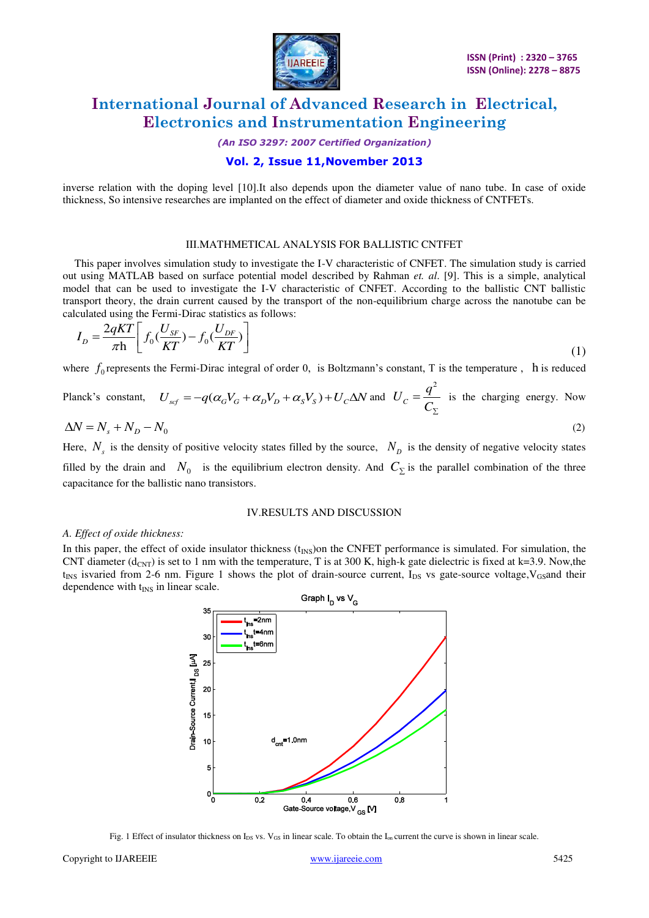inverse relation with the doping level [10].It also depends upon the diameter value of nano tube. In case of oxide thickness, So intensive researches are implanted on the effect of diameter and oxide thickness of CNTFETs.

## III.MATHMETICAL ANALYSIS FOR BALLISTIC CNTFET

This paper involves simulation study to investigate the I-V characteristic of CNFET. The simulation study is carried out using MATLAB based on surface potential model described by Rahman *et. al.* [9]. This is a simple, analytical model that can be used to investigate the I-V characteristic of CNFET. According to the ballistic CNT ballistic transport theory, the drain current caused by the transport of the non-equilibrium charge across the nanotube can be calculated using the Fermi-Dirac statistics as follows:

$$I_D = \frac{2qKT}{\pi h}\left[ f_0(\frac{U_{SF}}{KT}) - f_0(\frac{U_{DF}}{KT}) \right] \tag{1}$$

where $f_0$ represents the Fermi-Dirac integral of order 0, is Boltzmann's constant, T is the temperature , $h$ is reduced Planck's constant, $U_{scf} = -q(\alpha_G V_G + \alpha_D V_D + \alpha_S V_S) + U_C \Delta N$ and $U_C = \frac{q^2}{C_\Sigma}$ is the charging energy. Now

$$\Delta N = N_s + N_D - N_0 \tag{2}$$

Here, $N_s$ is the density of positive velocity states filled by the source, $N_D$ is the density of negative velocity states filled by the drain and $N_0$ is the equilibrium electron density. And $C_\Sigma$ is the parallel combination of the three capacitance for the ballistic nano transistors.

## IV.RESULTS AND DISCUSSION

### *A. Effect of oxide thickness:*

In this paper, the effect of oxide insulator thickness ($t_{INS}$)on the CNFET performance is simulated. For simulation, the CNT diameter ($d_{CNT}$) is set to 1 nm with the temperature, T is at 300 K, high-k gate dielectric is fixed at k=3.9. Now,the $t_{INS}$ isvaried from 2-6 nm. Figure 1 shows the plot of drain-source current, $I_{DS}$ vs gate-source voltage,$V_{GS}$and their dependence with $t_{INS}$ in linear scale.

Fig. 1 Effect of insulator thickness on $I_{DS}$ vs. $V_{GS}$ in linear scale. To obtain the $I_{on}$ current the curve is shown in linear scale.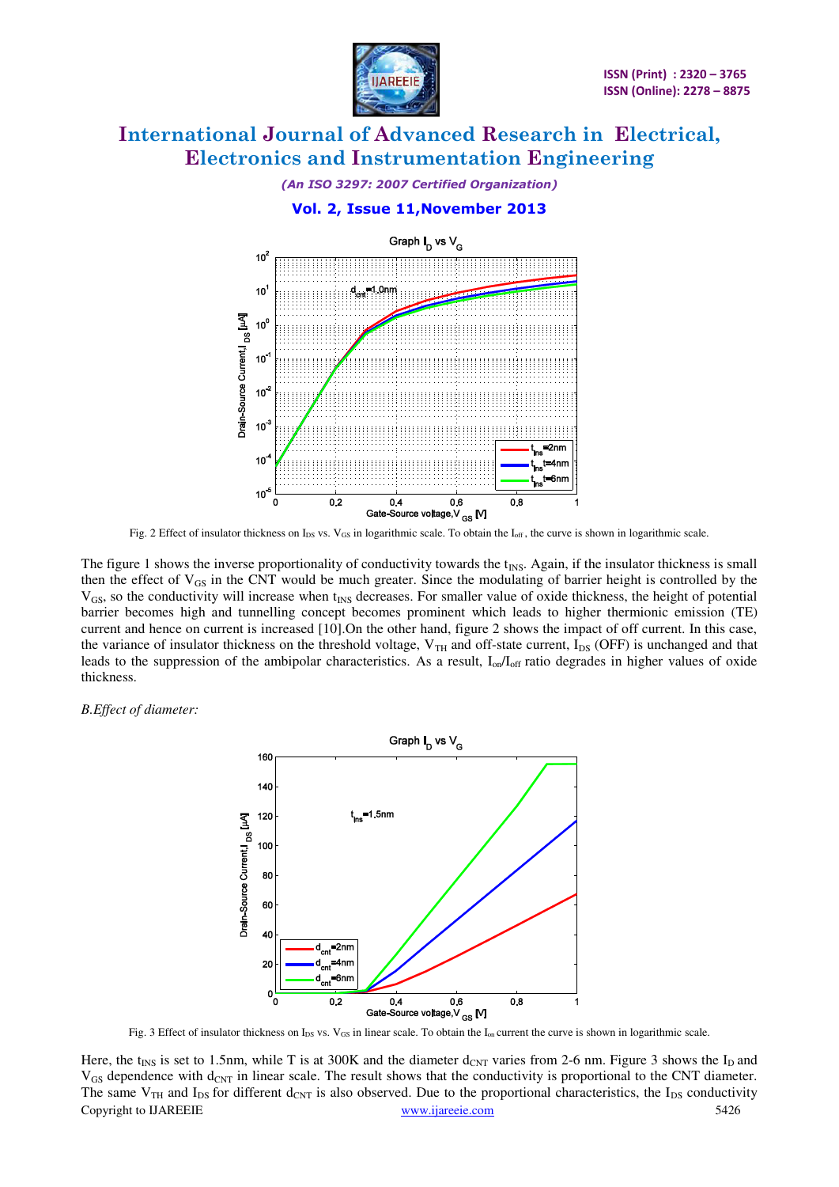Fig. 2 Effect of insulator thickness on $I_{DS}$ vs. $V_{GS}$ in logarithmic scale. To obtain the $I_{off}$, the curve is shown in logarithmic scale.

The figure 1 shows the inverse proportionality of conductivity towards the $t_{INS}$. Again, if the insulator thickness is small then the effect of $V_{GS}$ in the CNT would be much greater. Since the modulating of barrier height is controlled by the $V_{GS}$, so the conductivity will increase when $t_{INS}$ decreases. For smaller value of oxide thickness, the height of potential barrier becomes high and tunnelling concept becomes prominent which leads to higher thermionic emission (TE) current and hence on current is increased [10].On the other hand, figure 2 shows the impact of off current. In this case, the variance of insulator thickness on the threshold voltage, $V_{TH}$ and off-state current, $I_{DS}$ (OFF) is unchanged and that leads to the suppression of the ambipolar characteristics. As a result, $I_{on}/I_{off}$ ratio degrades in higher values of oxide thickness.

*B.Effect of diameter:*

Fig. 3 Effect of insulator thickness on $I_{DS}$ vs. $V_{GS}$ in linear scale. To obtain the $I_{on}$ current the curve is shown in logarithmic scale.

Here, the $t_{INS}$ is set to 1.5nm, while T is at 300K and the diameter $d_{CNT}$ varies from 2-6 nm. Figure 3 shows the $I_D$ and $V_{GS}$ dependence with $d_{CNT}$ in linear scale. The result shows that the conductivity is proportional to the CNT diameter. The same $V_{TH}$ and $I_{DS}$ for different $d_{CNT}$ is also observed. Due to the proportional characteristics, the $I_{DS}$ conductivity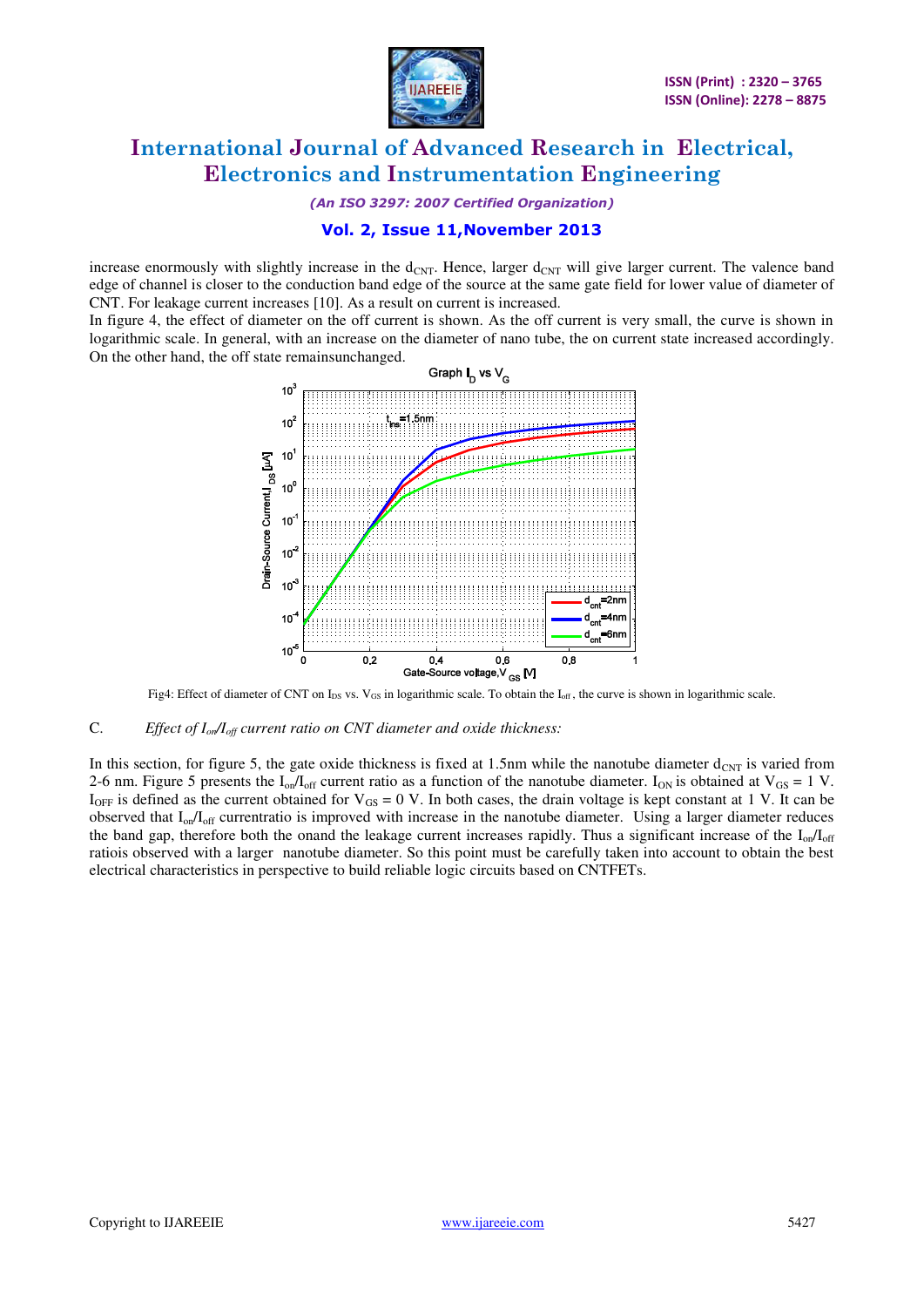increase enormously with slightly increase in the $d_{CNT}$. Hence, larger $d_{CNT}$ will give larger current. The valence band edge of channel is closer to the conduction band edge of the source at the same gate field for lower value of diameter of CNT. For leakage current increases [10]. As a result on current is increased.

In figure 4, the effect of diameter on the off current is shown. As the off current is very small, the curve is shown in logarithmic scale. In general, with an increase on the diameter of nano tube, the on current state increased accordingly. On the other hand, the off state remainsunchanged.

Fig4: Effect of diameter of CNT on $I_{DS}$ vs. $V_{GS}$ in logarithmic scale. To obtain the $I_{off}$, the curve is shown in logarithmic scale.

C. *Effect of $I_{on}/I_{off}$ current ratio on CNT diameter and oxide thickness:*

In this section, for figure 5, the gate oxide thickness is fixed at 1.5nm while the nanotube diameter $d_{CNT}$ is varied from 2-6 nm. Figure 5 presents the $I_{on}/I_{off}$ current ratio as a function of the nanotube diameter. $I_{ON}$ is obtained at $V_{GS}$ = 1 V. $I_{OFF}$ is defined as the current obtained for $V_{GS}$ = 0 V. In both cases, the drain voltage is kept constant at 1 V. It can be observed that $I_{on}/I_{off}$ currentratio is improved with increase in the nanotube diameter. Using a larger diameter reduces the band gap, therefore both the onand the leakage current increases rapidly. Thus a significant increase of the $I_{on}/I_{off}$ ratiois observed with a larger nanotube diameter. So this point must be carefully taken into account to obtain the best electrical characteristics in perspective to build reliable logic circuits based on CNTFETs.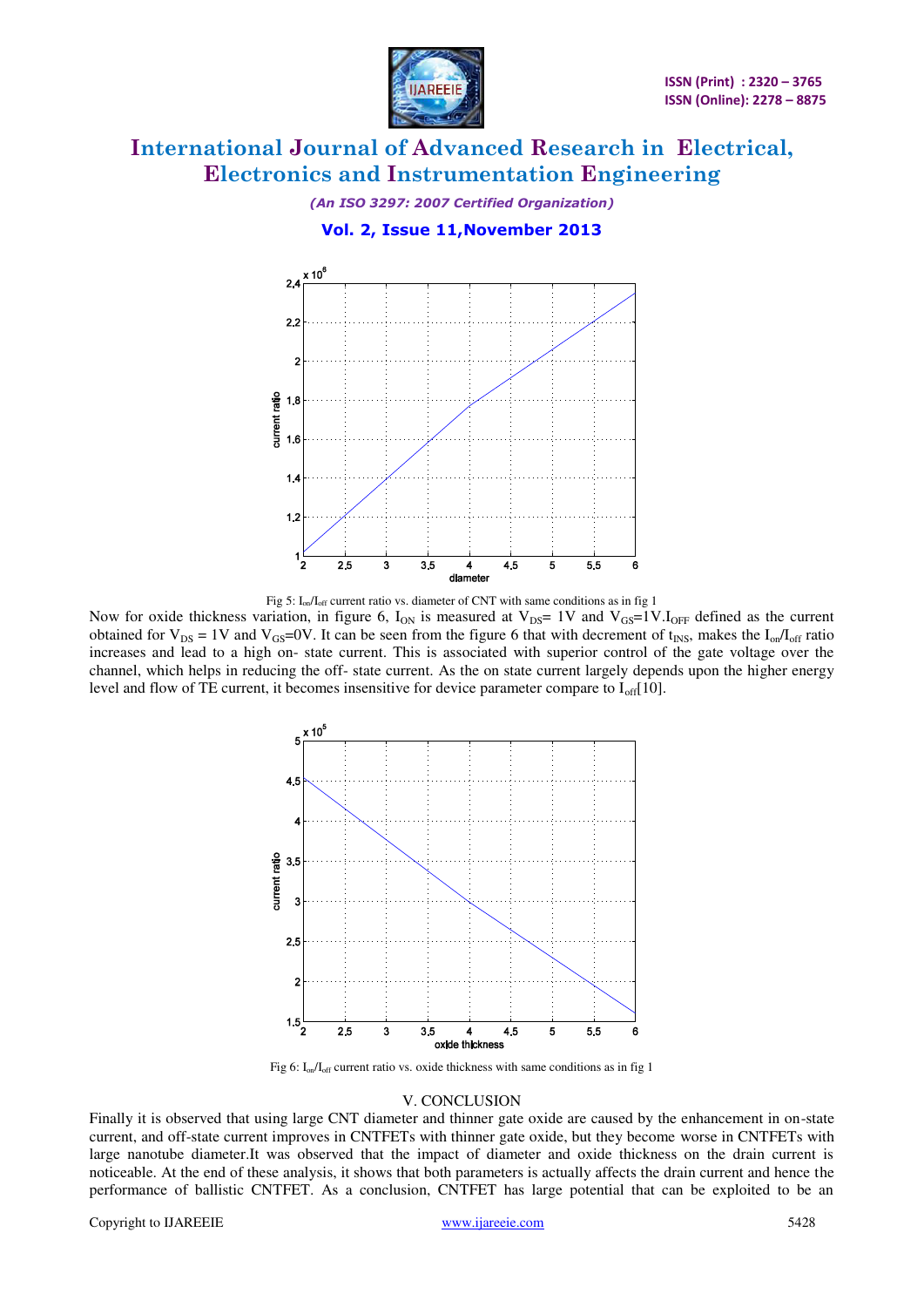Fig 5: $I_{on}/I_{off}$ current ratio vs. diameter of CNT with same conditions as in fig 1

Now for oxide thickness variation, in figure 6, $I_{ON}$ is measured at $V_{DS}$= 1V and $V_{GS}$=1V.$I_{OFF}$ defined as the current obtained for $V_{DS}$ = 1V and $V_{GS}$=0V. It can be seen from the figure 6 that with decrement of $t_{INS}$, makes the $I_{on}/I_{off}$ ratio increases and lead to a high on- state current. This is associated with superior control of the gate voltage over the channel, which helps in reducing the off- state current. As the on state current largely depends upon the higher energy level and flow of TE current, it becomes insensitive for device parameter compare to $I_{off}$[10].

Fig 6: $I_{on}/I_{off}$ current ratio vs. oxide thickness with same conditions as in fig 1

## V. CONCLUSION

Finally it is observed that using large CNT diameter and thinner gate oxide are caused by the enhancement in on-state current, and off-state current improves in CNTFETs with thinner gate oxide, but they become worse in CNTFETs with large nanotube diameter.It was observed that the impact of diameter and oxide thickness on the drain current is noticeable. At the end of these analysis, it shows that both parameters is actually affects the drain current and hence the performance of ballistic CNTFET. As a conclusion, CNTFET has large potential that can be exploited to be an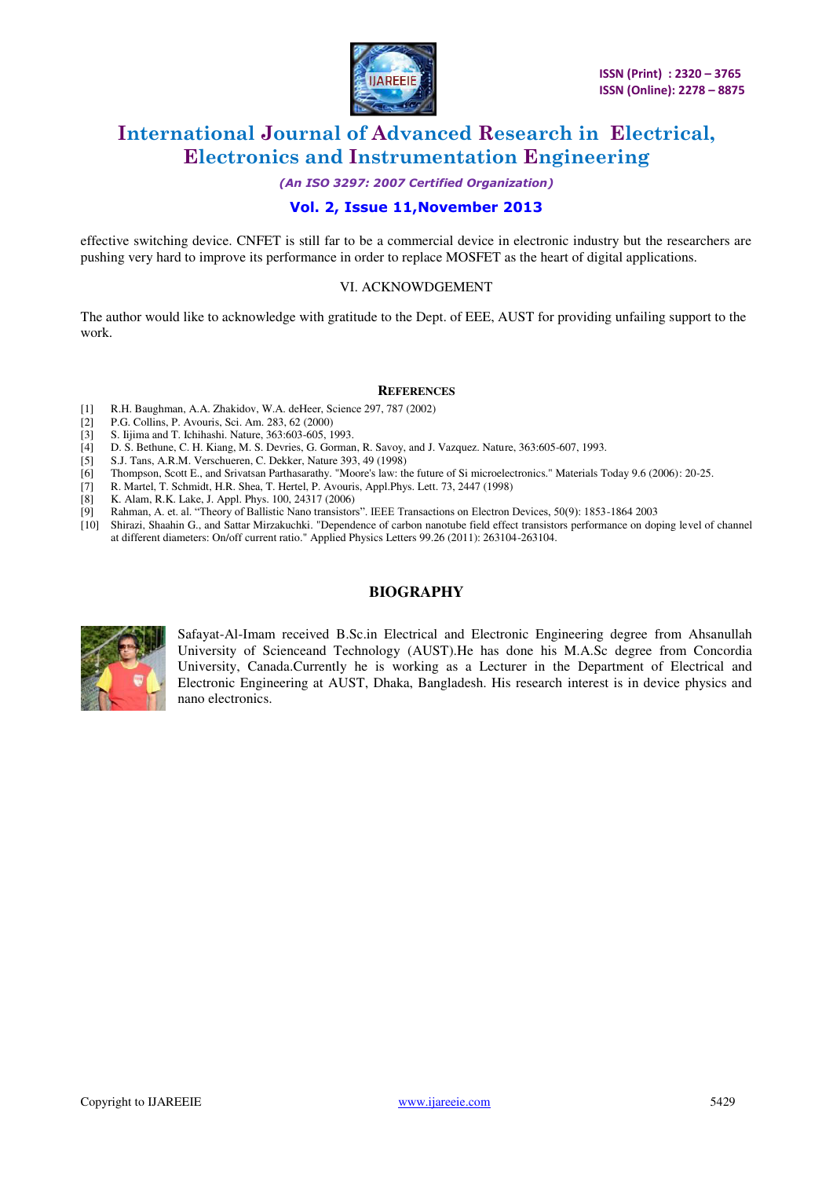effective switching device. CNFET is still far to be a commercial device in electronic industry but the researchers are pushing very hard to improve its performance in order to replace MOSFET as the heart of digital applications.

## VI. ACKNOWDGEMENT

The author would like to acknowledge with gratitude to the Dept. of EEE, AUST for providing unfailing support to the work.

## REFERENCES

[1] R.H. Baughman, A.A. Zhakidov, W.A. deHeer, Science 297, 787 (2002)

[2] P.G. Collins, P. Avouris, Sci. Am. 283, 62 (2000)

[3] S. Iijima and T. Ichihashi. Nature, 363:603-605, 1993.

[4] D. S. Bethune, C. H. Kiang, M. S. Devries, G. Gorman, R. Savoy, and J. Vazquez. Nature, 363:605-607, 1993.

[5] S.J. Tans, A.R.M. Verschueren, C. Dekker, Nature 393, 49 (1998)

[6] Thompson, Scott E., and Srivatsan Parthasarathy. "Moore's law: the future of Si microelectronics." Materials Today 9.6 (2006): 20-25.

[7] R. Martel, T. Schmidt, H.R. Shea, T. Hertel, P. Avouris, Appl.Phys. Lett. 73, 2447 (1998)

[8] K. Alam, R.K. Lake, J. Appl. Phys. 100, 24317 (2006)

[9] Rahman, A. et. al. "Theory of Ballistic Nano transistors". IEEE Transactions on Electron Devices, 50(9): 1853-1864 2003

[10] Shirazi, Shaahin G., and Sattar Mirzakuchki. "Dependence of carbon nanotube field effect transistors performance on doping level of channel at different diameters: On/off current ratio." Applied Physics Letters 99.26 (2011): 263104-263104.

## BIOGRAPHY

Safayat-Al-Imam received B.Sc.in Electrical and Electronic Engineering degree from Ahsanullah University of Scienceand Technology (AUST).He has done his M.A.Sc degree from Concordia University, Canada.Currently he is working as a Lecturer in the Department of Electrical and Electronic Engineering at AUST, Dhaka, Bangladesh. His research interest is in device physics and nano electronics.